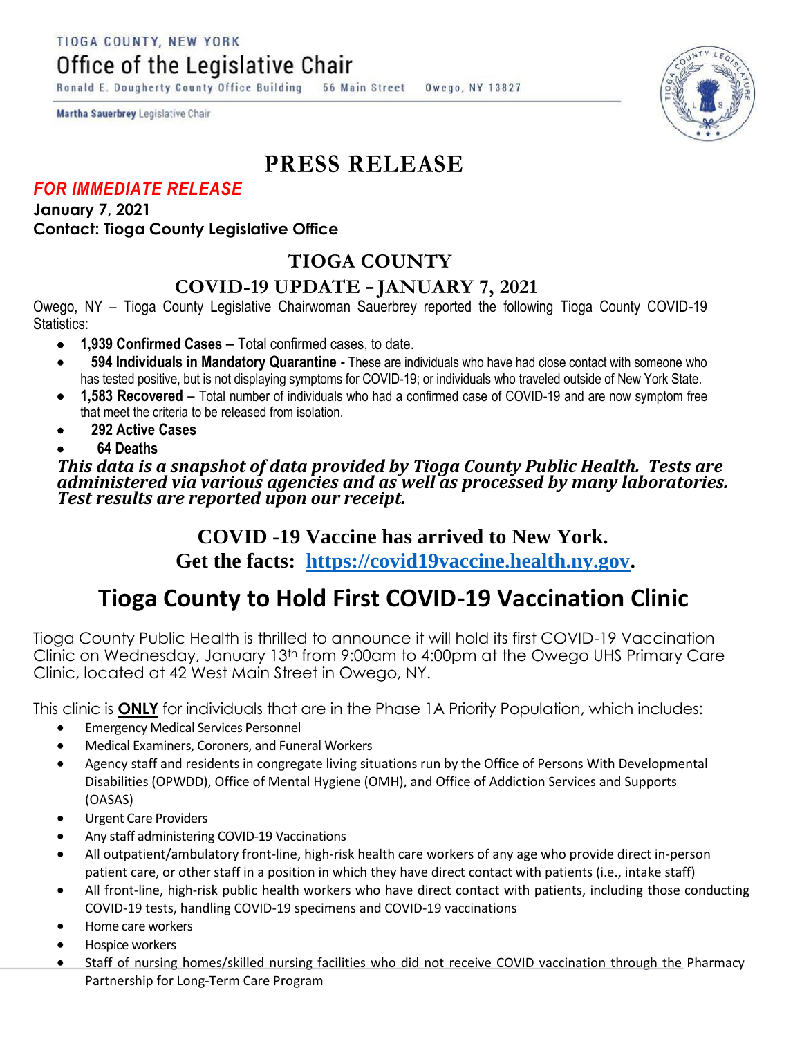TIOGA COUNTY, NEW YORK

Office of the Legislative Chair

Ronald E. Dougherty County Office Building 56 Main Street Owego, NY 13827

**Martha Sauerbrey** Legislative Chair

# PRESS RELEASE

***FOR IMMEDIATE RELEASE***

**January 7, 2021**

**Contact: Tioga County Legislative Office**

## TIOGA COUNTY

## COVID-19 UPDATE – JANUARY 7, 2021

Owego, NY – Tioga County Legislative Chairwoman Sauerbrey reported the following Tioga County COVID-19 Statistics:

- **1,939 Confirmed Cases –** Total confirmed cases, to date.
- **594 Individuals in Mandatory Quarantine -** These are individuals who have had close contact with someone who has tested positive, but is not displaying symptoms for COVID-19; or individuals who traveled outside of New York State.
- **1,583 Recovered** – Total number of individuals who had a confirmed case of COVID-19 and are now symptom free that meet the criteria to be released from isolation.
- **292 Active Cases**
- **64 Deaths**

***This data is a snapshot of data provided by Tioga County Public Health. Tests are administered via various agencies and as well as processed by many laboratories. Test results are reported upon our receipt.***

**COVID -19 Vaccine has arrived to New York.**

**Get the facts: [https://covid19vaccine.health.ny.gov](https://covid19vaccine.health.ny.gov).**

# Tioga County to Hold First COVID-19 Vaccination Clinic

Tioga County Public Health is thrilled to announce it will hold its first COVID-19 Vaccination Clinic on Wednesday, January 13th from 9:00am to 4:00pm at the Owego UHS Primary Care Clinic, located at 42 West Main Street in Owego, NY.

This clinic is **ONLY** for individuals that are in the Phase 1A Priority Population, which includes:

- Emergency Medical Services Personnel
- Medical Examiners, Coroners, and Funeral Workers
- Agency staff and residents in congregate living situations run by the Office of Persons With Developmental Disabilities (OPWDD), Office of Mental Hygiene (OMH), and Office of Addiction Services and Supports (OASAS)
- Urgent Care Providers
- Any staff administering COVID-19 Vaccinations
- All outpatient/ambulatory front-line, high-risk health care workers of any age who provide direct in-person patient care, or other staff in a position in which they have direct contact with patients (i.e., intake staff)
- All front-line, high-risk public health workers who have direct contact with patients, including those conducting COVID-19 tests, handling COVID-19 specimens and COVID-19 vaccinations
- Home care workers
- Hospice workers
- Staff of nursing homes/skilled nursing facilities who did not receive COVID vaccination through the Pharmacy Partnership for Long-Term Care Program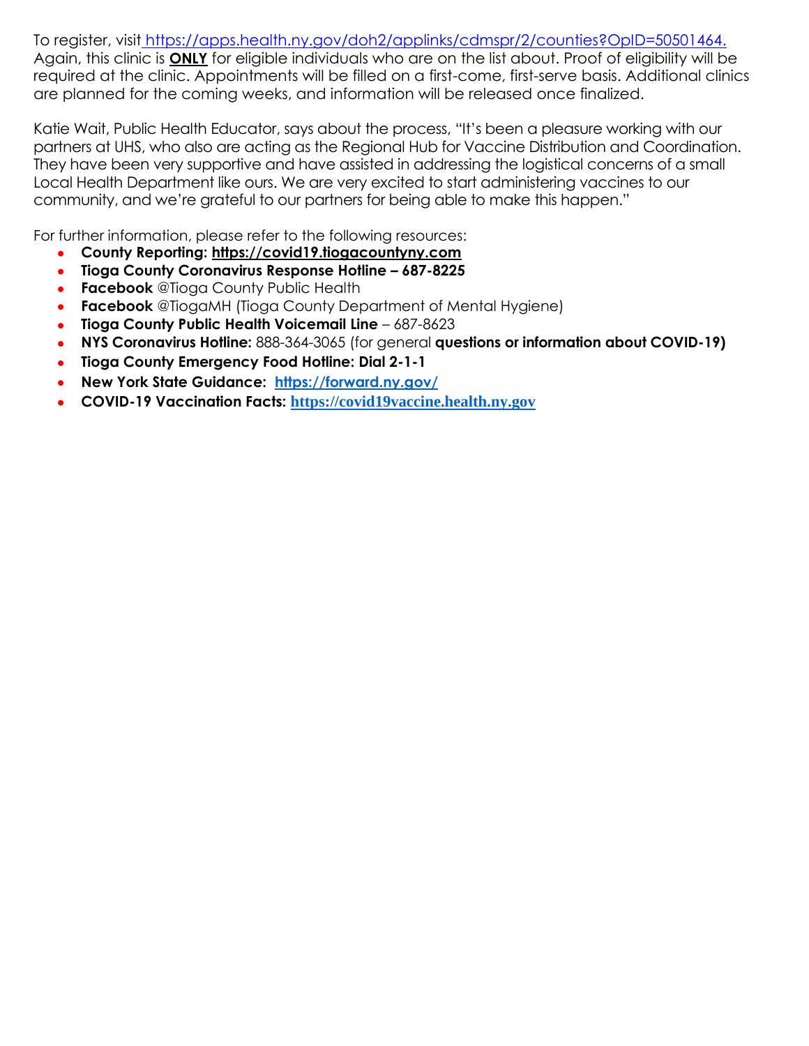To register, visit [https://apps.health.ny.gov/doh2/applinks/cdmspr/2/counties?OpID=50501464.](https://apps.health.ny.gov/doh2/applinks/cdmspr/2/counties?OpID=50501464) Again, this clinic is **ONLY** for eligible individuals who are on the list about. Proof of eligibility will be required at the clinic. Appointments will be filled on a first-come, first-serve basis. Additional clinics are planned for the coming weeks, and information will be released once finalized.

Katie Wait, Public Health Educator, says about the process, "It's been a pleasure working with our partners at UHS, who also are acting as the Regional Hub for Vaccine Distribution and Coordination. They have been very supportive and have assisted in addressing the logistical concerns of a small Local Health Department like ours. We are very excited to start administering vaccines to our community, and we're grateful to our partners for being able to make this happen."

For further information, please refer to the following resources:

- **County Reporting: https://covid19.tiogacountyny.com**
- **Tioga County Coronavirus Response Hotline – 687-8225**
- **Facebook** @Tioga County Public Health
- **Facebook** @TiogaMH (Tioga County Department of Mental Hygiene)
- **Tioga County Public Health Voicemail Line** – 687-8623
- **NYS Coronavirus Hotline:** 888-364-3065 (for general **questions or information about COVID-19)**
- **Tioga County Emergency Food Hotline: Dial 2-1-1**
- **New York State Guidance: https://forward.ny.gov/**
- **COVID-19 Vaccination Facts: https://covid19vaccine.health.ny.gov**